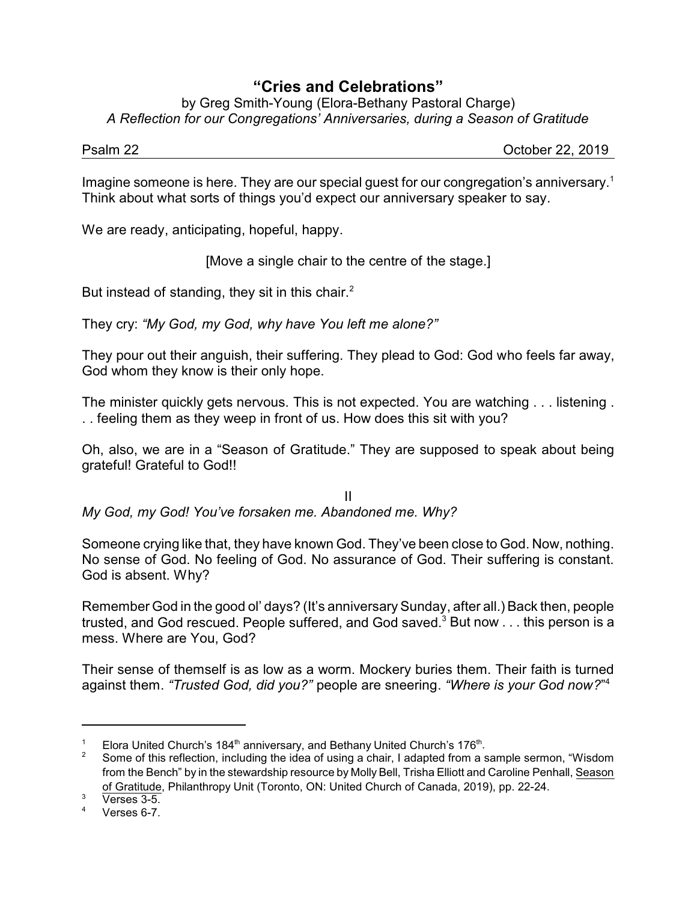# "Cries and Celebrations"

by Greg Smith-Young (Elora-Bethany Pastoral Charge)
*A Reflection for our Congregations' Anniversaries, during a Season of Gratitude*

Psalm 22 — October 22, 2019

Imagine someone is here. They are our special guest for our congregation's anniversary.[1] Think about what sorts of things you'd expect our anniversary speaker to say.

We are ready, anticipating, hopeful, happy.

[Move a single chair to the centre of the stage.]

But instead of standing, they sit in this chair.[2]

They cry: *"My God, my God, why have You left me alone?"*

They pour out their anguish, their suffering. They plead to God: God who feels far away, God whom they know is their only hope.

The minister quickly gets nervous. This is not expected. You are watching . . . listening . . . feeling them as they weep in front of us. How does this sit with you?

Oh, also, we are in a "Season of Gratitude." They are supposed to speak about being grateful! Grateful to God!!

II

*My God, my God! You've forsaken me. Abandoned me. Why?*

Someone crying like that, they have known God. They've been close to God. Now, nothing. No sense of God. No feeling of God. No assurance of God. Their suffering is constant. God is absent. Why?

Remember God in the good ol' days? (It's anniversary Sunday, after all.) Back then, people trusted, and God rescued. People suffered, and God saved.[3] But now . . . this person is a mess. Where are You, God?

Their sense of themself is as low as a worm. Mockery buries them. Their faith is turned against them. *"Trusted God, did you?"* people are sneering. *"Where is your God now?"*[4]

---

[1] Elora United Church's 184th anniversary, and Bethany United Church's 176th.

[2] Some of this reflection, including the idea of using a chair, I adapted from a sample sermon, "Wisdom from the Bench" by in the stewardship resource by Molly Bell, Trisha Elliott and Caroline Penhall, Season of Gratitude, Philanthropy Unit (Toronto, ON: United Church of Canada, 2019), pp. 22-24.

[3] Verses 3-5.

[4] Verses 6-7.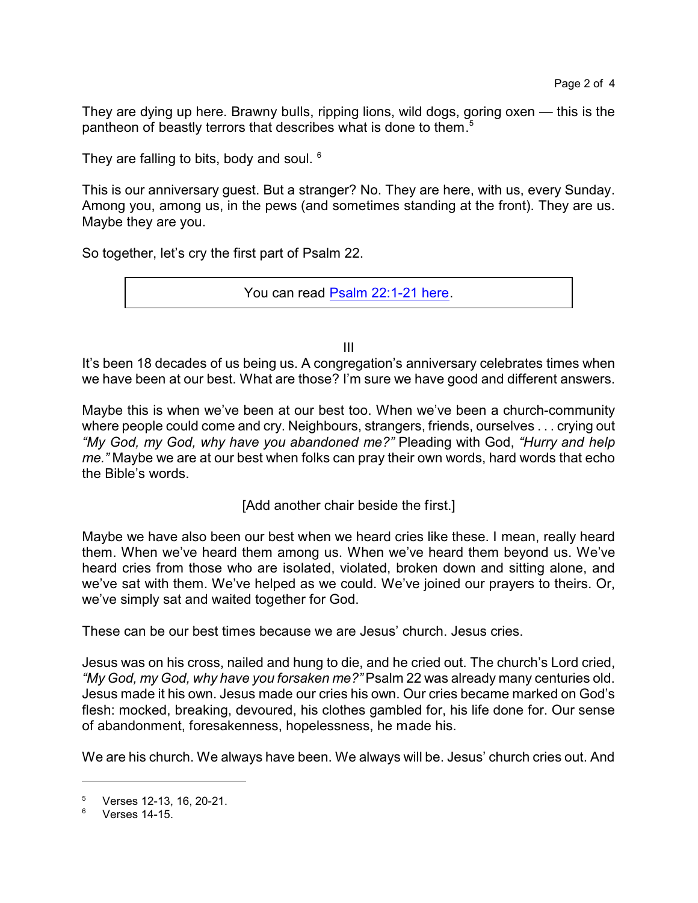They are dying up here. Brawny bulls, ripping lions, wild dogs, goring oxen — this is the pantheon of beastly terrors that describes what is done to them.[5]

They are falling to bits, body and soul. [6]

This is our anniversary guest. But a stranger? No. They are here, with us, every Sunday. Among you, among us, in the pews (and sometimes standing at the front). They are us. Maybe they are you.

So together, let's cry the first part of Psalm 22.

| You can read Psalm 22:1-21 here. |
|---|

III

It's been 18 decades of us being us. A congregation's anniversary celebrates times when we have been at our best. What are those? I'm sure we have good and different answers.

Maybe this is when we've been at our best too. When we've been a church-community where people could come and cry. Neighbours, strangers, friends, ourselves . . . crying out *"My God, my God, why have you abandoned me?"* Pleading with God, *"Hurry and help me."* Maybe we are at our best when folks can pray their own words, hard words that echo the Bible's words.

[Add another chair beside the first.]

Maybe we have also been our best when we heard cries like these. I mean, really heard them. When we've heard them among us. When we've heard them beyond us. We've heard cries from those who are isolated, violated, broken down and sitting alone, and we've sat with them. We've helped as we could. We've joined our prayers to theirs. Or, we've simply sat and waited together for God.

These can be our best times because we are Jesus' church. Jesus cries.

Jesus was on his cross, nailed and hung to die, and he cried out. The church's Lord cried, *"My God, my God, why have you forsaken me?"* Psalm 22 was already many centuries old. Jesus made it his own. Jesus made our cries his own. Our cries became marked on God's flesh: mocked, breaking, devoured, his clothes gambled for, his life done for. Our sense of abandonment, foresakenness, hopelessness, he made his.

We are his church. We always have been. We always will be. Jesus' church cries out. And

---

[5] Verses 12-13, 16, 20-21.

[6] Verses 14-15.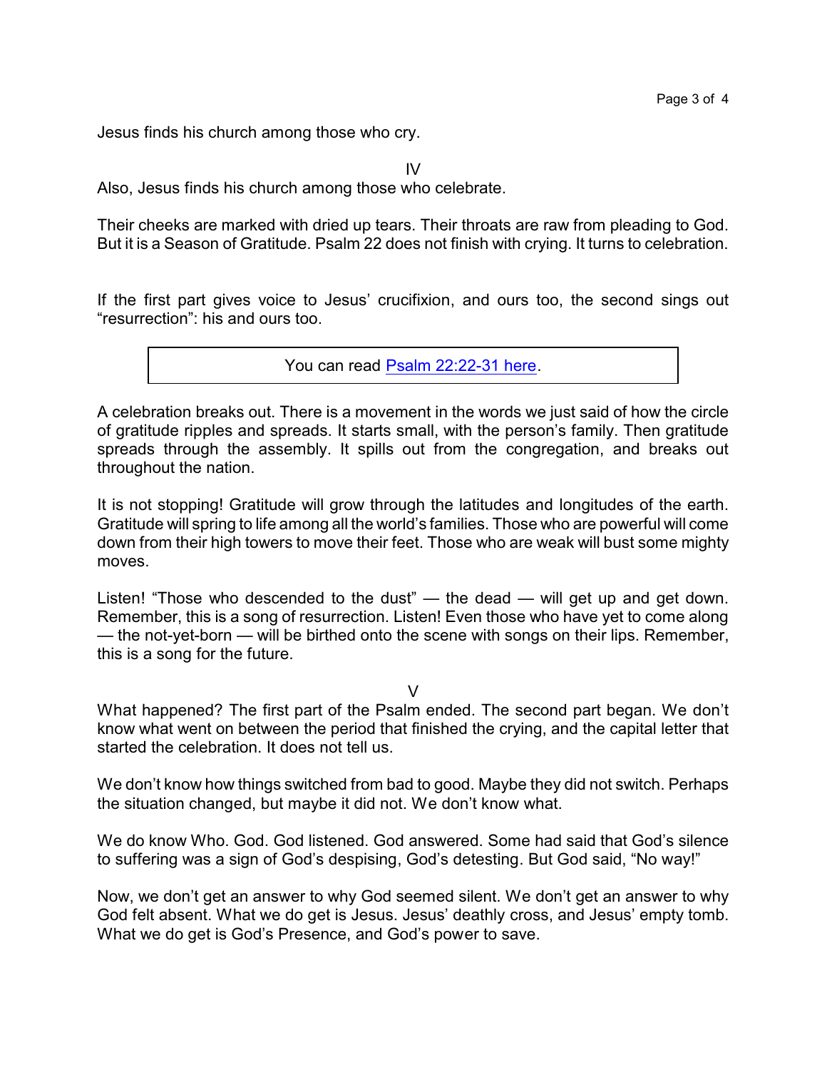Jesus finds his church among those who cry.

IV

Also, Jesus finds his church among those who celebrate.

Their cheeks are marked with dried up tears. Their throats are raw from pleading to God. But it is a Season of Gratitude. Psalm 22 does not finish with crying. It turns to celebration.

If the first part gives voice to Jesus' crucifixion, and ours too, the second sings out "resurrection": his and ours too.

> You can read [Psalm 22:22-31 here]().

A celebration breaks out. There is a movement in the words we just said of how the circle of gratitude ripples and spreads. It starts small, with the person's family. Then gratitude spreads through the assembly. It spills out from the congregation, and breaks out throughout the nation.

It is not stopping! Gratitude will grow through the latitudes and longitudes of the earth. Gratitude will spring to life among all the world's families. Those who are powerful will come down from their high towers to move their feet. Those who are weak will bust some mighty moves.

Listen! "Those who descended to the dust" — the dead — will get up and get down. Remember, this is a song of resurrection. Listen! Even those who have yet to come along — the not-yet-born — will be birthed onto the scene with songs on their lips. Remember, this is a song for the future.

V

What happened? The first part of the Psalm ended. The second part began. We don't know what went on between the period that finished the crying, and the capital letter that started the celebration. It does not tell us.

We don't know how things switched from bad to good. Maybe they did not switch. Perhaps the situation changed, but maybe it did not. We don't know what.

We do know Who. God. God listened. God answered. Some had said that God's silence to suffering was a sign of God's despising, God's detesting. But God said, "No way!"

Now, we don't get an answer to why God seemed silent. We don't get an answer to why God felt absent. What we do get is Jesus. Jesus' deathly cross, and Jesus' empty tomb. What we do get is God's Presence, and God's power to save.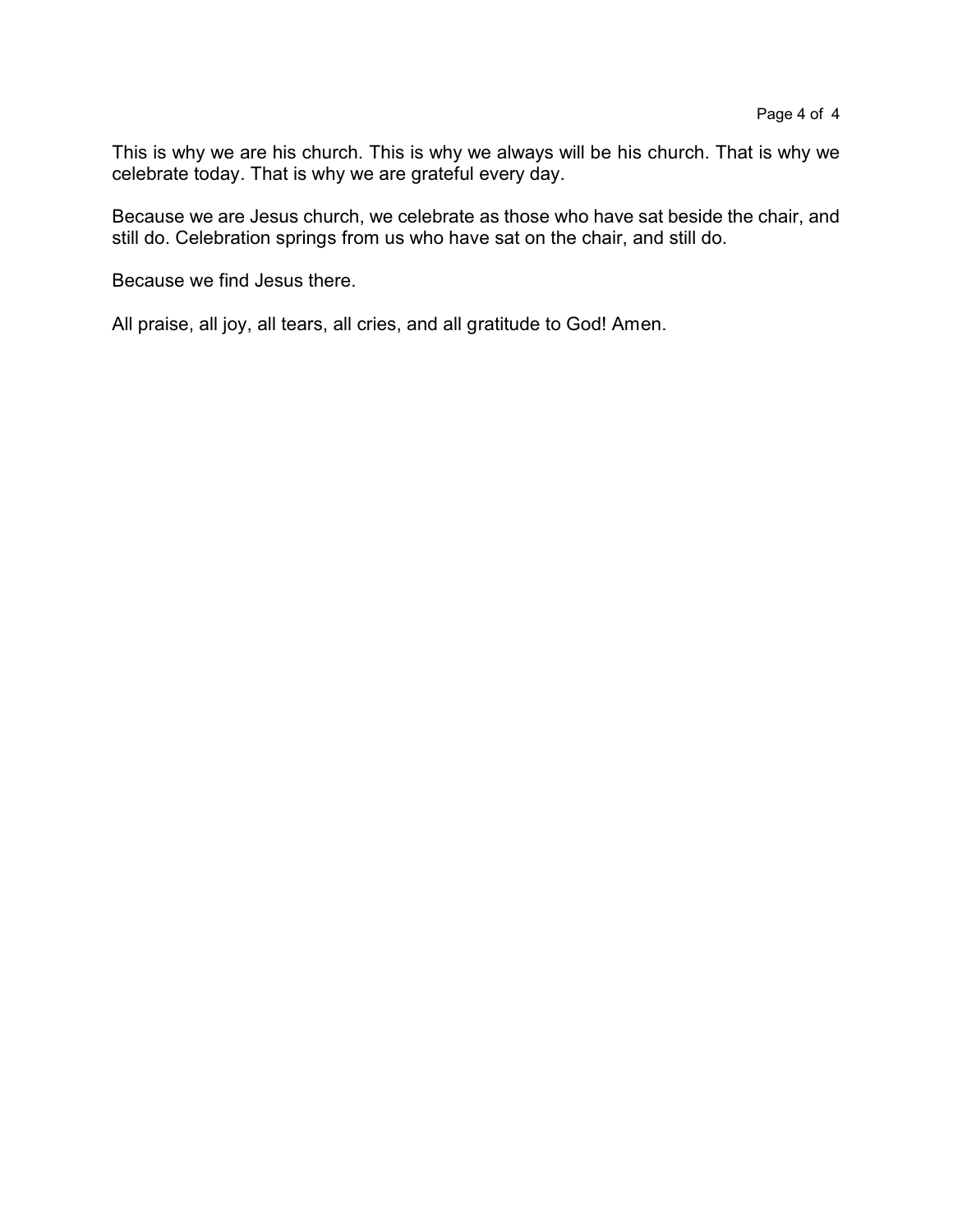This is why we are his church. This is why we always will be his church. That is why we celebrate today. That is why we are grateful every day.

Because we are Jesus church, we celebrate as those who have sat beside the chair, and still do. Celebration springs from us who have sat on the chair, and still do.

Because we find Jesus there.

All praise, all joy, all tears, all cries, and all gratitude to God! Amen.